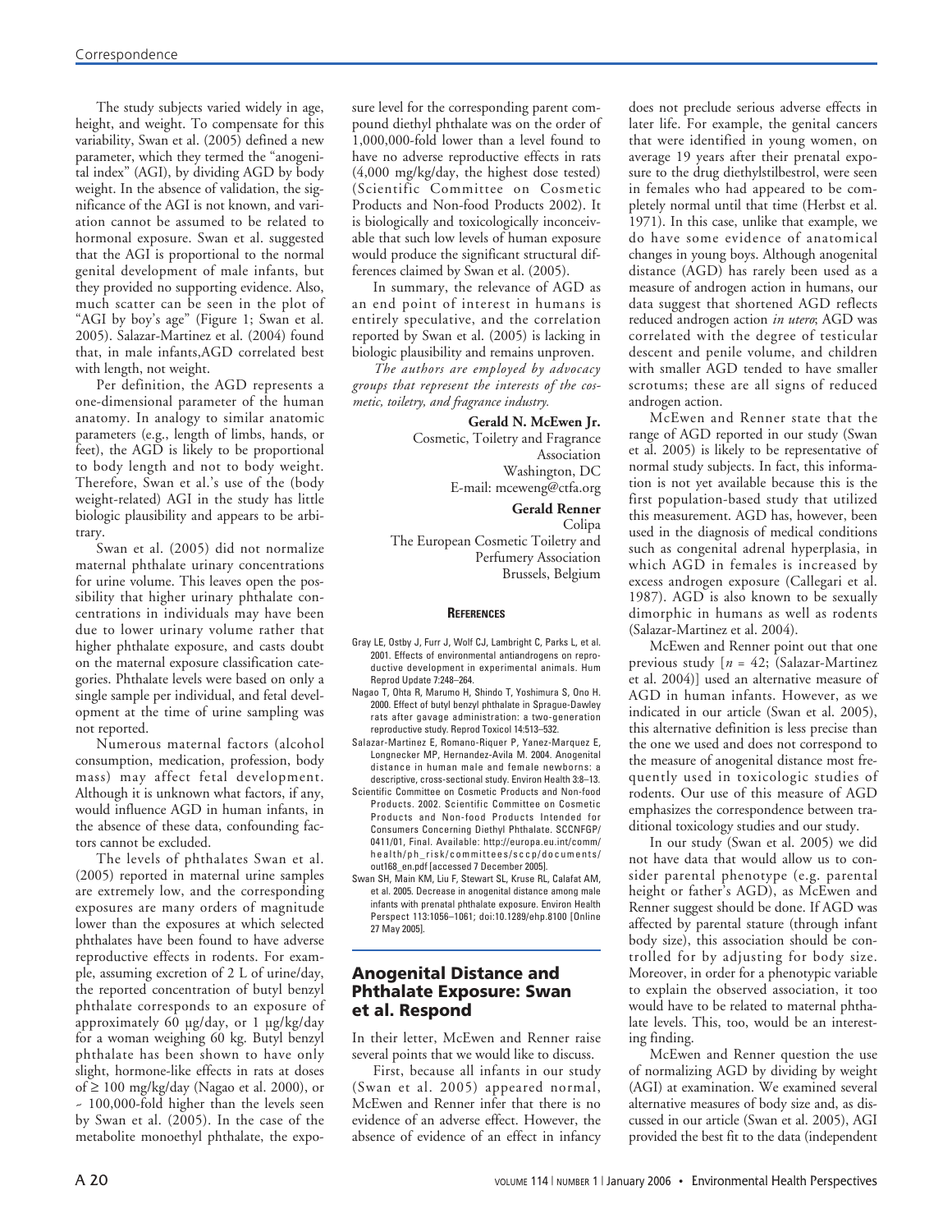The study subjects varied widely in age, height, and weight. To compensate for this variability, Swan et al. (2005) defined a new parameter, which they termed the "anogenital index" (AGI), by dividing AGD by body weight. In the absence of validation, the significance of the AGI is not known, and variation cannot be assumed to be related to hormonal exposure. Swan et al. suggested that the AGI is proportional to the normal genital development of male infants, but they provided no supporting evidence. Also, much scatter can be seen in the plot of "AGI by boy's age" (Figure 1; Swan et al. 2005). Salazar-Martinez et al. (2004) found that, in male infants,AGD correlated best with length, not weight.

Per definition, the AGD represents a one-dimensional parameter of the human anatomy. In analogy to similar anatomic parameters (e.g., length of limbs, hands, or feet), the AGD is likely to be proportional to body length and not to body weight. Therefore, Swan et al.'s use of the (body weight-related) AGI in the study has little biologic plausibility and appears to be arbitrary.

Swan et al. (2005) did not normalize maternal phthalate urinary concentrations for urine volume. This leaves open the possibility that higher urinary phthalate concentrations in individuals may have been due to lower urinary volume rather that higher phthalate exposure, and casts doubt on the maternal exposure classification categories. Phthalate levels were based on only a single sample per individual, and fetal development at the time of urine sampling was not reported.

Numerous maternal factors (alcohol consumption, medication, profession, body mass) may affect fetal development. Although it is unknown what factors, if any, would influence AGD in human infants, in the absence of these data, confounding factors cannot be excluded.

The levels of phthalates Swan et al. (2005) reported in maternal urine samples are extremely low, and the corresponding exposures are many orders of magnitude lower than the exposures at which selected phthalates have been found to have adverse reproductive effects in rodents. For example, assuming excretion of 2 L of urine/day, the reported concentration of butyl benzyl phthalate corresponds to an exposure of approximately 60 µg/day, or 1 µg/kg/day for a woman weighing 60 kg. Butyl benzyl phthalate has been shown to have only slight, hormone-like effects in rats at doses of ≥ 100 mg/kg/day (Nagao et al. 2000), or ~ 100,000-fold higher than the levels seen by Swan et al. (2005). In the case of the metabolite monoethyl phthalate, the exposure level for the corresponding parent compound diethyl phthalate was on the order of 1,000,000-fold lower than a level found to have no adverse reproductive effects in rats (4,000 mg/kg/day, the highest dose tested) (Scientific Committee on Cosmetic Products and Non-food Products 2002). It is biologically and toxicologically inconceivable that such low levels of human exposure would produce the significant structural differences claimed by Swan et al. (2005).

In summary, the relevance of AGD as an end point of interest in humans is entirely speculative, and the correlation reported by Swan et al. (2005) is lacking in biologic plausibility and remains unproven.

*The authors are employed by advocacy groups that represent the interests of the cosmetic, toiletry, and fragrance industry.*

**Gerald N. McEwen Jr.**
Cosmetic, Toiletry and Fragrance Association
Washington, DC
E-mail: mceweng@ctfa.org

**Gerald Renner**
Colipa
The European Cosmetic Toiletry and Perfumery Association
Brussels, Belgium

**References**

Gray LE, Ostby J, Furr J, Wolf CJ, Lambright C, Parks L, et al. 2001. Effects of environmental antiandrogens on reproductive development in experimental animals. Hum Reprod Update 7:248–264.

Nagao T, Ohta R, Marumo H, Shindo T, Yoshimura S, Ono H. 2000. Effect of butyl benzyl phthalate in Sprague-Dawley rats after gavage administration: a two-generation reproductive study. Reprod Toxicol 14:513–532.

Salazar-Martinez E, Romano-Riquer P, Yanez-Marquez E, Longnecker MP, Hernandez-Avila M. 2004. Anogenital distance in human male and female newborns: a descriptive, cross-sectional study. Environ Health 3:8–13.

Scientific Committee on Cosmetic Products and Non-food Products. 2002. Scientific Committee on Cosmetic Products and Non-food Products Intended for Consumers Concerning Diethyl Phthalate. SCCNFGP/0411/01, Final. Available: http://europa.eu.int/comm/health/ph_risk/committees/sccp/documents/out168_en.pdf [accessed 7 December 2005].

Swan SH, Main KM, Liu F, Stewart SL, Kruse RL, Calafat AM, et al. 2005. Decrease in anogenital distance among male infants with prenatal phthalate exposure. Environ Health Perspect 113:1056–1061; doi:10.1289/ehp.8100 [Online 27 May 2005].

## Anogenital Distance and Phthalate Exposure: Swan et al. Respond

In their letter, McEwen and Renner raise several points that we would like to discuss.

First, because all infants in our study (Swan et al. 2005) appeared normal, McEwen and Renner infer that there is no evidence of an adverse effect. However, the absence of evidence of an effect in infancy does not preclude serious adverse effects in later life. For example, the genital cancers that were identified in young women, on average 19 years after their prenatal exposure to the drug diethylstilbestrol, were seen in females who had appeared to be completely normal until that time (Herbst et al. 1971). In this case, unlike that example, we do have some evidence of anatomical changes in young boys. Although anogenital distance (AGD) has rarely been used as a measure of androgen action in humans, our data suggest that shortened AGD reflects reduced androgen action *in utero*; AGD was correlated with the degree of testicular descent and penile volume, and children with smaller AGD tended to have smaller scrotums; these are all signs of reduced androgen action.

McEwen and Renner state that the range of AGD reported in our study (Swan et al. 2005) is likely to be representative of normal study subjects. In fact, this information is not yet available because this is the first population-based study that utilized this measurement. AGD has, however, been used in the diagnosis of medical conditions such as congenital adrenal hyperplasia, in which AGD in females is increased by excess androgen exposure (Callegari et al. 1987). AGD is also known to be sexually dimorphic in humans as well as rodents (Salazar-Martinez et al. 2004).

McEwen and Renner point out that one previous study [$n = 42$; (Salazar-Martinez et al. 2004)] used an alternative measure of AGD in human infants. However, as we indicated in our article (Swan et al. 2005), this alternative definition is less precise than the one we used and does not correspond to the measure of anogenital distance most frequently used in toxicologic studies of rodents. Our use of this measure of AGD emphasizes the correspondence between traditional toxicology studies and our study.

In our study (Swan et al. 2005) we did not have data that would allow us to consider parental phenotype (e.g. parental height or father's AGD), as McEwen and Renner suggest should be done. If AGD was affected by parental stature (through infant body size), this association should be controlled for by adjusting for body size. Moreover, in order for a phenotypic variable to explain the observed association, it too would have to be related to maternal phthalate levels. This, too, would be an interesting finding.

McEwen and Renner question the use of normalizing AGD by dividing by weight (AGI) at examination. We examined several alternative measures of body size and, as discussed in our article (Swan et al. 2005), AGI provided the best fit to the data (independent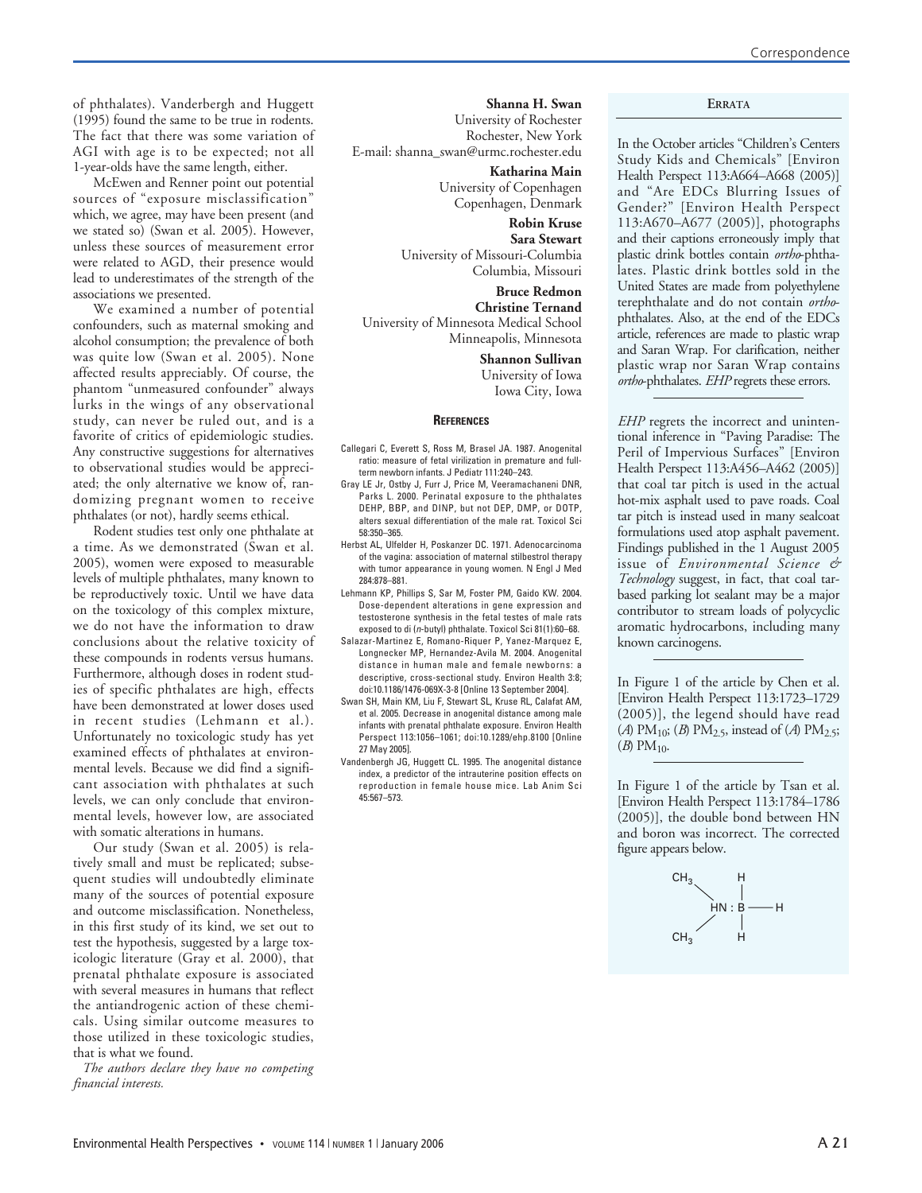of phthalates). Vanderbergh and Huggett (1995) found the same to be true in rodents. The fact that there was some variation of AGI with age is to be expected; not all 1-year-olds have the same length, either.

McEwen and Renner point out potential sources of "exposure misclassification" which, we agree, may have been present (and we stated so) (Swan et al. 2005). However, unless these sources of measurement error were related to AGD, their presence would lead to underestimates of the strength of the associations we presented.

We examined a number of potential confounders, such as maternal smoking and alcohol consumption; the prevalence of both was quite low (Swan et al. 2005). None affected results appreciably. Of course, the phantom "unmeasured confounder" always lurks in the wings of any observational study, can never be ruled out, and is a favorite of critics of epidemiologic studies. Any constructive suggestions for alternatives to observational studies would be appreciated; the only alternative we know of, randomizing pregnant women to receive phthalates (or not), hardly seems ethical.

Rodent studies test only one phthalate at a time. As we demonstrated (Swan et al. 2005), women were exposed to measurable levels of multiple phthalates, many known to be reproductively toxic. Until we have data on the toxicology of this complex mixture, we do not have the information to draw conclusions about the relative toxicity of these compounds in rodents versus humans. Furthermore, although doses in rodent studies of specific phthalates are high, effects have been demonstrated at lower doses used in recent studies (Lehmann et al.). Unfortunately no toxicologic study has yet examined effects of phthalates at environmental levels. Because we did find a significant association with phthalates at such levels, we can only conclude that environmental levels, however low, are associated with somatic alterations in humans.

Our study (Swan et al. 2005) is relatively small and must be replicated; subsequent studies will undoubtedly eliminate many of the sources of potential exposure and outcome misclassification. Nonetheless, in this first study of its kind, we set out to test the hypothesis, suggested by a large toxicologic literature (Gray et al. 2000), that prenatal phthalate exposure is associated with several measures in humans that reflect the antiandrogenic action of these chemicals. Using similar outcome measures to those utilized in these toxicologic studies, that is what we found.

*The authors declare they have no competing financial interests.*

**Shanna H. Swan**
University of Rochester
Rochester, New York
E-mail: shanna_swan@urmc.rochester.edu

**Katharina Main**
University of Copenhagen
Copenhagen, Denmark

**Robin Kruse**
**Sara Stewart**
University of Missouri-Columbia
Columbia, Missouri

**Bruce Redmon**
**Christine Ternand**
University of Minnesota Medical School
Minneapolis, Minnesota

**Shannon Sullivan**
University of Iowa
Iowa City, Iowa

### References

Callegari C, Everett S, Ross M, Brasel JA. 1987. Anogenital ratio: measure of fetal virilization in premature and full-term newborn infants. J Pediatr 111:240–243.

Gray LE Jr, Ostby J, Furr J, Price M, Veeramachaneni DNR, Parks L. 2000. Perinatal exposure to the phthalates DEHP, BBP, and DINP, but not DEP, DMP, or DOTP, alters sexual differentiation of the male rat. Toxicol Sci 58:350–365.

Herbst AL, Ulfelder H, Poskanzer DC. 1971. Adenocarcinoma of the vagina: association of maternal stilbestrol therapy with tumor appearance in young women. N Engl J Med 284:878–881.

Lehmann KP, Phillips S, Sar M, Foster PM, Gaido KW. 2004. Dose-dependent alterations in gene expression and testosterone synthesis in the fetal testes of male rats exposed to di (*n*-butyl) phthalate. Toxicol Sci 81(1):60–68.

Salazar-Martinez E, Romano-Riquer P, Yanez-Marquez E, Longnecker MP, Hernandez-Avila M. 2004. Anogenital distance in human male and female newborns: a descriptive, cross-sectional study. Environ Health 3:8; doi:10.1186/1476-069X-3-8 [Online 13 September 2004].

Swan SH, Main KM, Liu F, Stewart SL, Kruse RL, Calafat AM, et al. 2005. Decrease in anogenital distance among male infants with prenatal phthalate exposure. Environ Health Perspect 113:1056–1061; doi:10.1289/ehp.8100 [Online 27 May 2005].

Vandenbergh JG, Huggett CL. 1995. The anogenital distance index, a predictor of the intrauterine position effects on reproduction in female house mice. Lab Anim Sci 45:567–573.

## Errata

In the October articles "Children's Centers Study Kids and Chemicals" [Environ Health Perspect 113:A664–A668 (2005)] and "Are EDCs Blurring Issues of Gender?" [Environ Health Perspect 113:A670–A677 (2005)], photographs and their captions erroneously imply that plastic drink bottles contain *ortho*-phthalates. Plastic drink bottles sold in the United States are made from polyethylene terephthalate and do not contain *ortho*-phthalates. Also, at the end of the EDCs article, references are made to plastic wrap and Saran Wrap. For clarification, neither plastic wrap nor Saran Wrap contains *ortho*-phthalates. *EHP* regrets these errors.

*EHP* regrets the incorrect and unintentional inference in "Paving Paradise: The Peril of Impervious Surfaces" [Environ Health Perspect 113:A456–A462 (2005)] that coal tar pitch is used in the actual hot-mix asphalt used to pave roads. Coal tar pitch is instead used in many sealcoat formulations used atop asphalt pavement. Findings published in the 1 August 2005 issue of *Environmental Science & Technology* suggest, in fact, that coal tar-based parking lot sealant may be a major contributor to stream loads of polycyclic aromatic hydrocarbons, including many known carcinogens.

In Figure 1 of the article by Chen et al. [Environ Health Perspect 113:1723–1729 (2005)], the legend should have read (*A*) $PM_{10}$; (*B*) $PM_{2.5}$, instead of (*A*) $PM_{2.5}$; (*B*) $PM_{10}$.

In Figure 1 of the article by Tsan et al. [Environ Health Perspect 113:1784–1786 (2005)], the double bond between HN and boron was incorrect. The corrected figure appears below.

$CH_3$ H
HN : B — H
$CH_3$ H